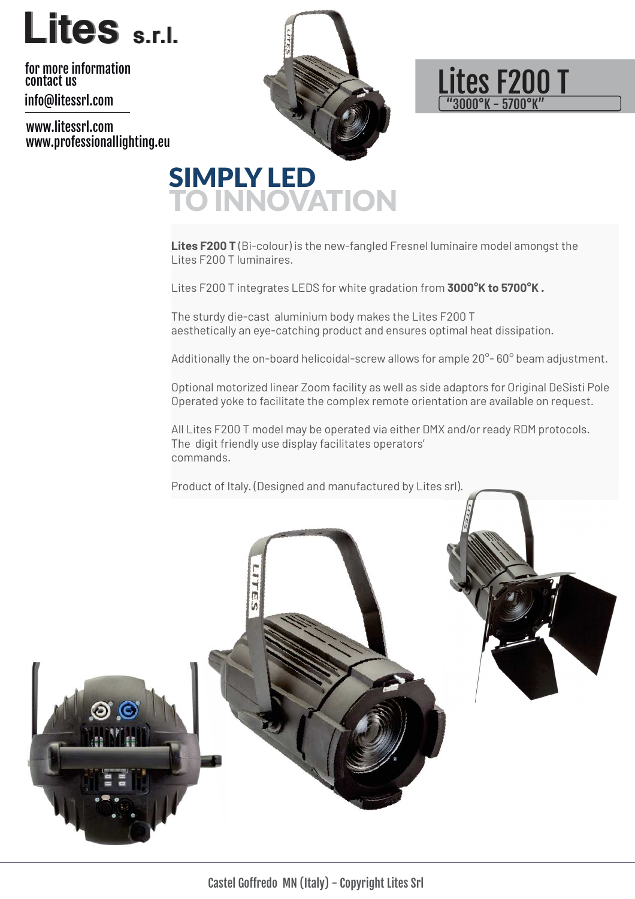# Lites s.r.l.

for more information
contact us

info@litessrl.com

www.litessrl.com
www.professionallighting.eu

# Lites F200 T

"3000°K - 5700°K"

## SIMPLY LED TO INNOVATION

**Lites F200 T** (Bi-colour) is the new-fangled Fresnel luminaire model amongst the Lites F200 T luminaires.

Lites F200 T integrates LEDS for white gradation from **3000°K to 5700°K .**

The sturdy die-cast aluminium body makes the Lites F200 T aesthetically an eye-catching product and ensures optimal heat dissipation.

Additionally the on-board helicoidal-screw allows for ample 20°- 60° beam adjustment.

Optional motorized linear Zoom facility as well as side adaptors for Original DeSisti Pole Operated yoke to facilitate the complex remote orientation are available on request.

All Lites F200 T model may be operated via either DMX and/or ready RDM protocols. The digit friendly use display facilitates operators' commands.

Product of Italy. (Designed and manufactured by Lites srl).

Castel Goffredo MN (Italy) - Copyright Lites Srl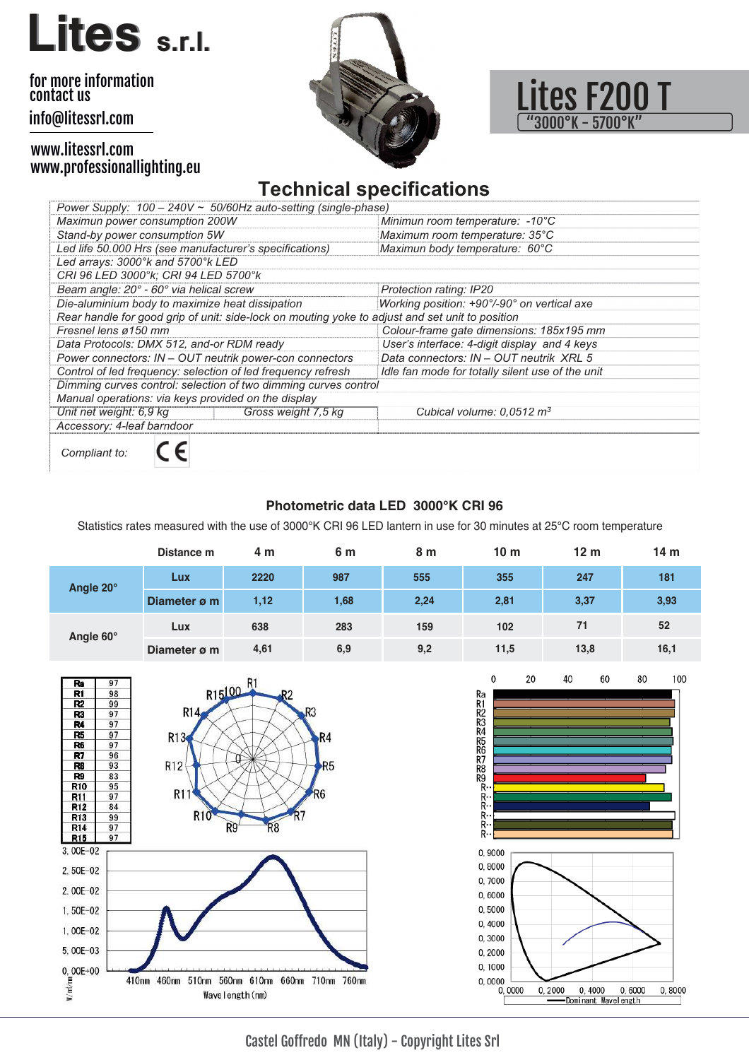# Lites s.r.l.

for more information contact us

info@litessrl.com

www.litessrl.com
www.professionallighting.eu

## Lites F200 T
"3000°K - 5700°K"

## Technical specifications

| | |
|---|---|
| *Power Supply: 100 – 240V ~ 50/60Hz auto-setting (single-phase)* | |
| *Maximun power consumption 200W* | *Minimun room temperature: -10°C* |
| *Stand-by power consumption 5W* | *Maximum room temperature: 35°C* |
| *Led life 50.000 Hrs (see manufacturer's specifications)* | *Maximun body temperature: 60°C* |
| *Led arrays: 3000°k and 5700°k LED* | |
| *CRI 96 LED 3000°k; CRI 94 LED 5700°k* | |
| *Beam angle: 20° - 60° via helical screw* | *Protection rating: IP20* |
| *Die-aluminium body to maximize heat dissipation* | *Working position: +90°/-90° on vertical axe* |
| *Rear handle for good grip of unit: side-lock on mouting yoke to adjust and set unit to position* | |
| *Fresnel lens ø150 mm* | *Colour-frame gate dimensions: 185x195 mm* |
| *Data Protocols: DMX 512, and-or RDM ready* | *User's interface: 4-digit display and 4 keys* |
| *Power connectors: IN – OUT neutrik power-con connectors* | *Data connectors: IN – OUT neutrik XRL 5* |
| *Control of led frequency: selection of led frequency refresh* | *Idle fan mode for totally silent use of the unit* |
| *Dimming curves control: selection of two dimming curves control* | |
| *Manual operations: via keys provided on the display* | |
| *Unit net weight: 6,9 kg* — *Gross weight 7,5 kg* | *Cubical volume: 0,0512 m³* |
| *Accessory: 4-leaf barndoor* | |
| *Compliant to:* CE | |

### Photometric data LED 3000°K CRI 96

Statistics rates measured with the use of 3000°K CRI 96 LED lantern in use for 30 minutes at 25°C room temperature

| | Distance m | 4 m | 6 m | 8 m | 10 m | 12 m | 14 m |
|---|---|---|---|---|---|---|---|
| **Angle 20°** | **Lux** | 2220 | 987 | 555 | 355 | 247 | 181 |
| | **Diameter ø m** | 1,12 | 1,68 | 2,24 | 2,81 | 3,37 | 3,93 |
| **Angle 60°** | **Lux** | 638 | 283 | 159 | 102 | 71 | 52 |
| | **Diameter ø m** | 4,61 | 6,9 | 9,2 | 11,5 | 13,8 | 16,1 |

| | |
|---|---|
| Ra | 97 |
| R1 | 98 |
| R2 | 99 |
| R3 | 97 |
| R4 | 97 |
| R5 | 97 |
| R6 | 97 |
| R7 | 96 |
| R8 | 93 |
| R9 | 83 |
| R10 | 95 |
| R11 | 97 |
| R12 | 84 |
| R13 | 99 |
| R14 | 97 |
| R15 | 97 |

Castel Goffredo MN (Italy) - Copyright Lites Srl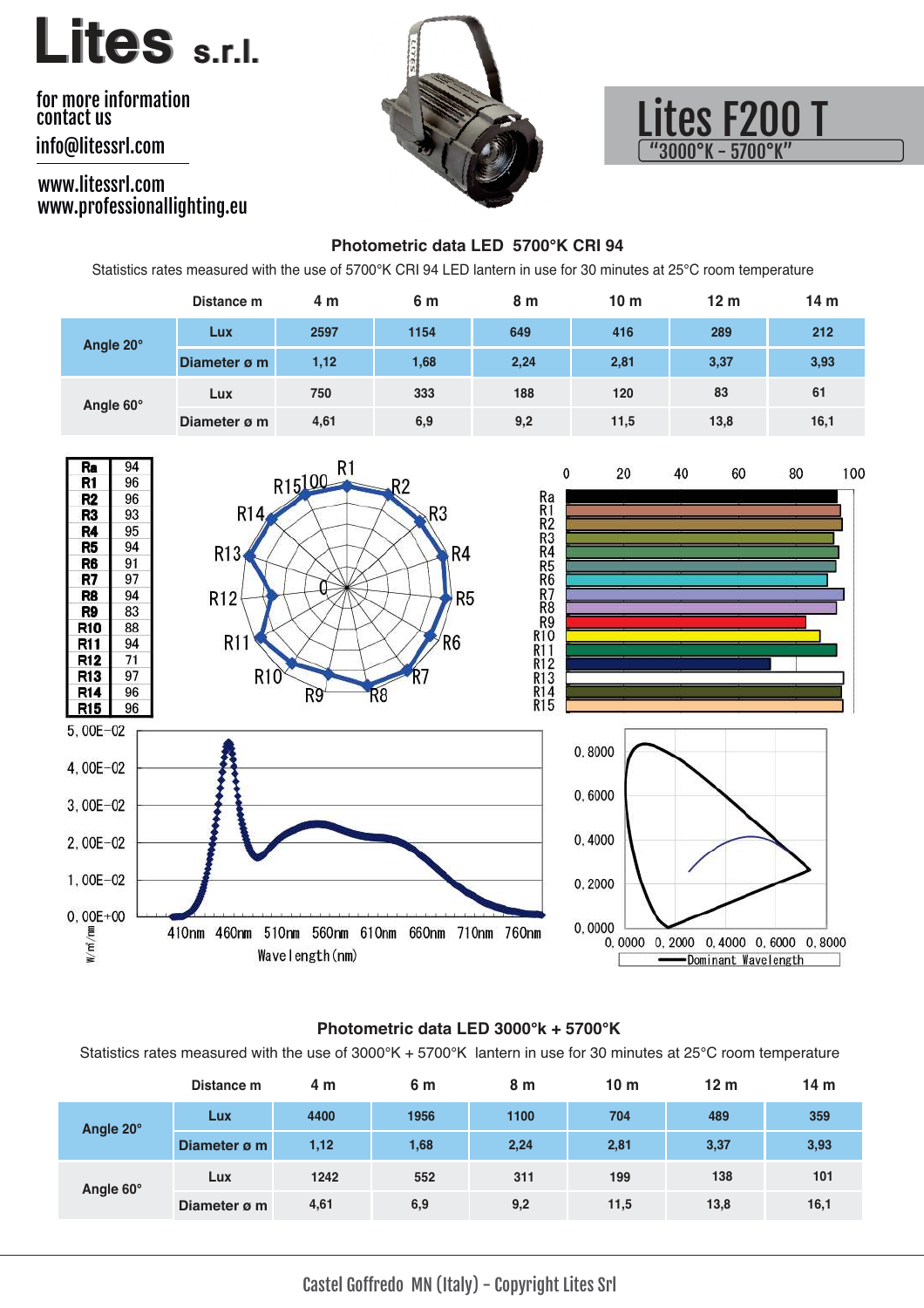# Lites s.r.l.

for more information contact us

info@litessrl.com

www.litessrl.com
www.professionallighting.eu

## Lites F200 T

"3000°K - 5700°K"

### Photometric data LED 5700°K CRI 94

Statistics rates measured with the use of 5700°K CRI 94 LED lantern in use for 30 minutes at 25°C room temperature

| | Distance m | 4 m | 6 m | 8 m | 10 m | 12 m | 14 m |
|---|---|---|---|---|---|---|---|
| Angle 20° | Lux | 2597 | 1154 | 649 | 416 | 289 | 212 |
| | Diameter ø m | 1,12 | 1,68 | 2,24 | 2,81 | 3,37 | 3,93 |
| Angle 60° | Lux | 750 | 333 | 188 | 120 | 83 | 61 |
| | Diameter ø m | 4,61 | 6,9 | 9,2 | 11,5 | 13,8 | 16,1 |

| Ra | 94 |
|---|---|
| R1 | 96 |
| R2 | 96 |
| R3 | 93 |
| R4 | 95 |
| R5 | 94 |
| R6 | 91 |
| R7 | 97 |
| R8 | 94 |
| R9 | 83 |
| R10 | 88 |
| R11 | 94 |
| R12 | 71 |
| R13 | 97 |
| R14 | 96 |
| R15 | 96 |

Wavelength(nm)

Dominant Wavelength

### Photometric data LED 3000°k + 5700°K

Statistics rates measured with the use of 3000°K + 5700°K lantern in use for 30 minutes at 25°C room temperature

| | Distance m | 4 m | 6 m | 8 m | 10 m | 12 m | 14 m |
|---|---|---|---|---|---|---|---|
| Angle 20° | Lux | 4400 | 1956 | 1100 | 704 | 489 | 359 |
| | Diameter ø m | 1,12 | 1,68 | 2,24 | 2,81 | 3,37 | 3,93 |
| Angle 60° | Lux | 1242 | 552 | 311 | 199 | 138 | 101 |
| | Diameter ø m | 4,61 | 6,9 | 9,2 | 11,5 | 13,8 | 16,1 |

Castel Goffredo MN (Italy) - Copyright Lites Srl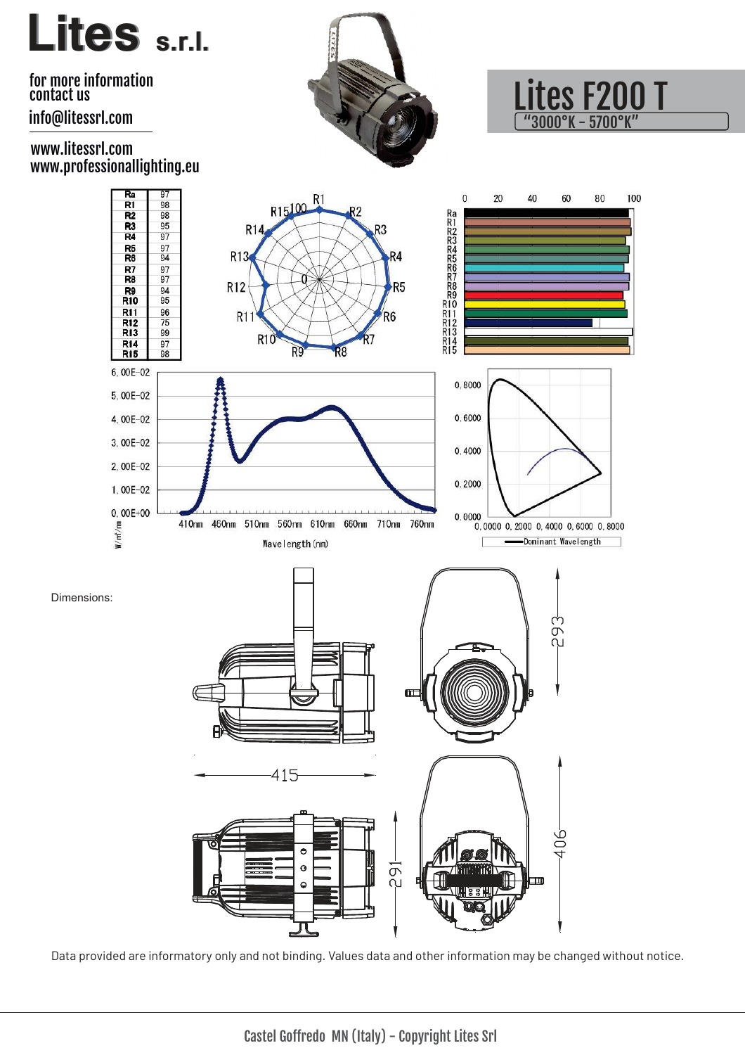# Lites s.r.l.

for more information
contact us

info@litessrl.com

www.litessrl.com
www.professionallighting.eu

## Lites F200 T

"3000°K - 5700°K"

| | |
|---|---|
| Ra | 97 |
| R1 | 98 |
| R2 | 98 |
| R3 | 95 |
| R4 | 97 |
| R5 | 97 |
| R6 | 94 |
| R7 | 97 |
| R8 | 97 |
| R9 | 94 |
| R10 | 95 |
| R11 | 96 |
| R12 | 75 |
| R13 | 99 |
| R14 | 97 |
| R15 | 98 |

R1 R2 R3 R4 R5 R6 R7 R8 R9 R10 R11 R12 R13 R14 R15
100
0

0 20 40 60 80 100
Ra R1 R2 R3 R4 R5 R6 R7 R8 R9 R10 R11 R12 R13 R14 R15

6,00E-02
5,00E-02
4,00E-02
3,00E-02
2,00E-02
1,00E-02
0,00E+00
W/m²/nm
410nm 460nm 510nm 560nm 610nm 660nm 710nm 760nm
Wavelength (nm)

0,8000
0,6000
0,4000
0,2000
0,0000
0,0000 0,2000 0,4000 0,6000 0,8000
Dominant Wavelength

Dimensions:

293
415
291
406

Data provided are informatory only and not binding. Values data and other information may be changed without notice.

Castel Goffredo MN (Italy) - Copyright Lites Srl